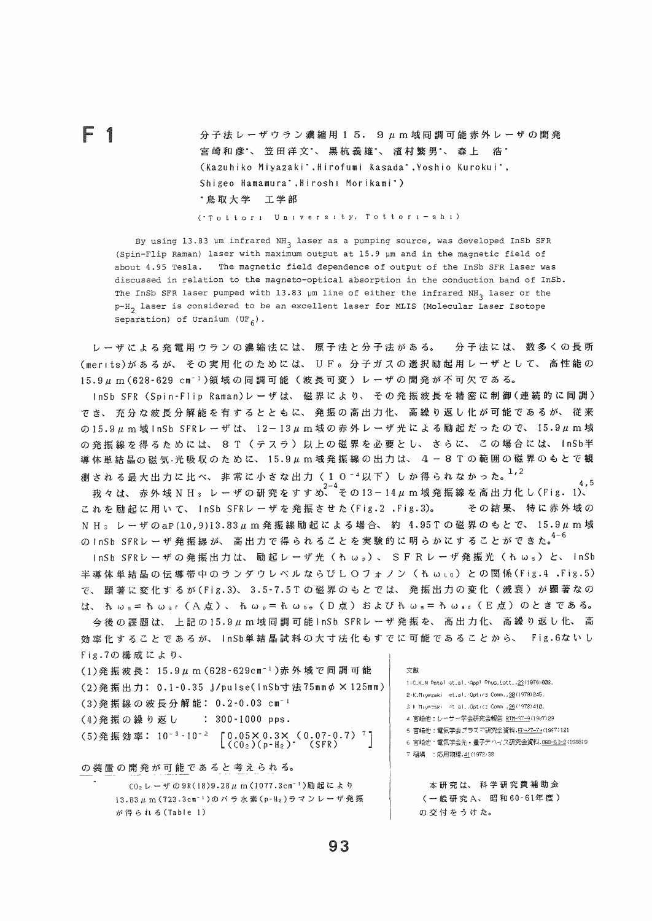# F 1

分子法レーザウラン濃縮用１５．９μｍ域同調可能赤外レーザの開発

宮崎和彦*、笠田洋文*、黒杭義雄*、濱村繁男*、森上　浩*

(Kazuhiko Miyazaki*, Hirofumi Kasada*, Yoshio Kurokui*, Shigeo Hamamura*, Hiroshi Morikami*)

*鳥取大学　工学部

(*Tottori University, Tottori-shi)

By using 13.83 μm infrared $NH_3$ laser as a pumping source, was developed InSb SFR (Spin-Flip Raman) laser with maximum output at 15.9 μm and in the magnetic field of about 4.95 Tesla. The magnetic field dependence of output of the InSb SFR laser was discussed in relation to the magneto-optical absorption in the conduction band of InSb. The InSb SFR laser pumped with 13.83 μm line of either the infrared $NH_3$ laser or the p-$H_2$ laser is considered to be an excellent laser for MLIS (Molecular Laser Isotope Separation) of Uranium ($UF_6$).

レーザによる発電用ウランの濃縮法には、原子法と分子法がある。　分子法には、数多くの長所(merits)があるが、その実用化のためには、$UF_6$ 分子ガスの選択励起用レーザとして、高性能の15.9μm(628-629 cm$^{-1}$)領域の同調可能（波長可変）レーザの開発が不可欠である。

InSb SFR (Spin-Flip Raman)レーザは、磁界により、その発振波長を精密に制御(連続的に同調)でき、充分な波長分解能を有するとともに、発振の高出力化、高繰り返し化が可能であるが、従来の15.9μm域InSb SFRレーザは、12-13μm域の赤外レーザ光による励起だったので、15.9μm域の発振線を得るためには、８Ｔ（テスラ）以上の磁界を必要とし、さらに、この場合には、InSb半導体単結晶の磁気･光吸収のために、15.9μm域発振線の出力は、４－８Ｔの範囲の磁界のもとで観測される最大出力に比べ、非常に小さな出力（１０$^{-4}$以下）しか得られなかった。[1,2]

我々は、赤外域$NH_3$ レーザの研究をすすめ[2-4]その13-14μm域発振線を高出力化し(Fig. 1)[4,5]、これを励起に用いて、InSb SFRレーザを発振させた(Fig.2 ,Fig.3)。　その結果、特に赤外域の$NH_3$ レーザのaP(10,9)13.83μm発振線励起による場合、約 4.95Tの磁界のもとで、15.9μm域のInSb SFRレーザ発振線が、高出力で得られることを実験的に明らかにすることができた。[4-6]

InSb SFRレーザの発振出力は、励起レーザ光（$\hbar\omega_p$）、ＳＦＲレーザ発振光（$\hbar\omega_s$）と、InSb半導体単結晶の伝導帯中のランダウレベルならびＬＯフォノン（$\hbar\omega_{LO}$）との関係(Fig.4 ,Fig.5)で、顕著に変化するが(Fig.3)、3.5-7.5Tの磁界のもとでは、発振出力の変化（減衰）が顕著なのは、$\hbar\omega_s = \hbar\omega_{af}$（Ａ点）、$\hbar\omega_p = \hbar\omega_{be}$（Ｄ点）および$\hbar\omega_s = \hbar\omega_{ad}$（Ｅ点）のときである。

今後の課題は、上記の15.9μm域同調可能InSb SFRレーザ発振を、高出力化、高繰り返し化、高効率化することであるが、InSb単結晶試料の大寸法化もすでに可能であることから、Fig.6ないしFig.7の構成により、

(1)発振波長：15.9μm(628-629cm$^{-1}$)赤外域で同調可能

(2)発振出力：0.1-0.35 J/pulse(InSb寸法75mmφ×125mm)

(3)発振線の波長分解能：0.2-0.03 cm$^{-1}$

(4)発振の繰り返し　：300-1000 pps.

(5)発振効率：$10^{-3}$-$10^{-2}$ $\left[\begin{matrix}0.05\times0.3\times(0.07\text{-}0.7)\\ (CO_2)(p\text{-}H_2)^{*}\quad(SFR)\end{matrix}\right]$[7]

の装置の開発が可能であると考えられる。

* $CO_2$レーザの9R(18)9.28μm(1077.3cm$^{-1}$)励起により13.83μm(723.3cm$^{-1}$)のパラ水素(p-$H_2$)ラマンレーザ発振が得られる(Table 1)

文献

1) C.K.N Patel et.al.:Appl Phys.Lett.,29(1976)803.
2) K.Miyazaki et.al.:Optics Comm.,30(1979)245.
3) K.Miyazaki et al.:Optics Comm.,26(1978)410.
4) 宮崎他：レーザー学会研究会報告 RTM-87-9(1987)29
5) 宮崎他：電気学会プラズマ研究会資料,EP-87-74(1987)121
6) 宮崎他：電気学会光・量子デバイス研究会資料,OQD-88-2(1988)9
7) 稲場　：応用物理,41(1972)38

本研究は、科学研究費補助金（一般研究Ａ、昭和60-61年度）の交付をうけた。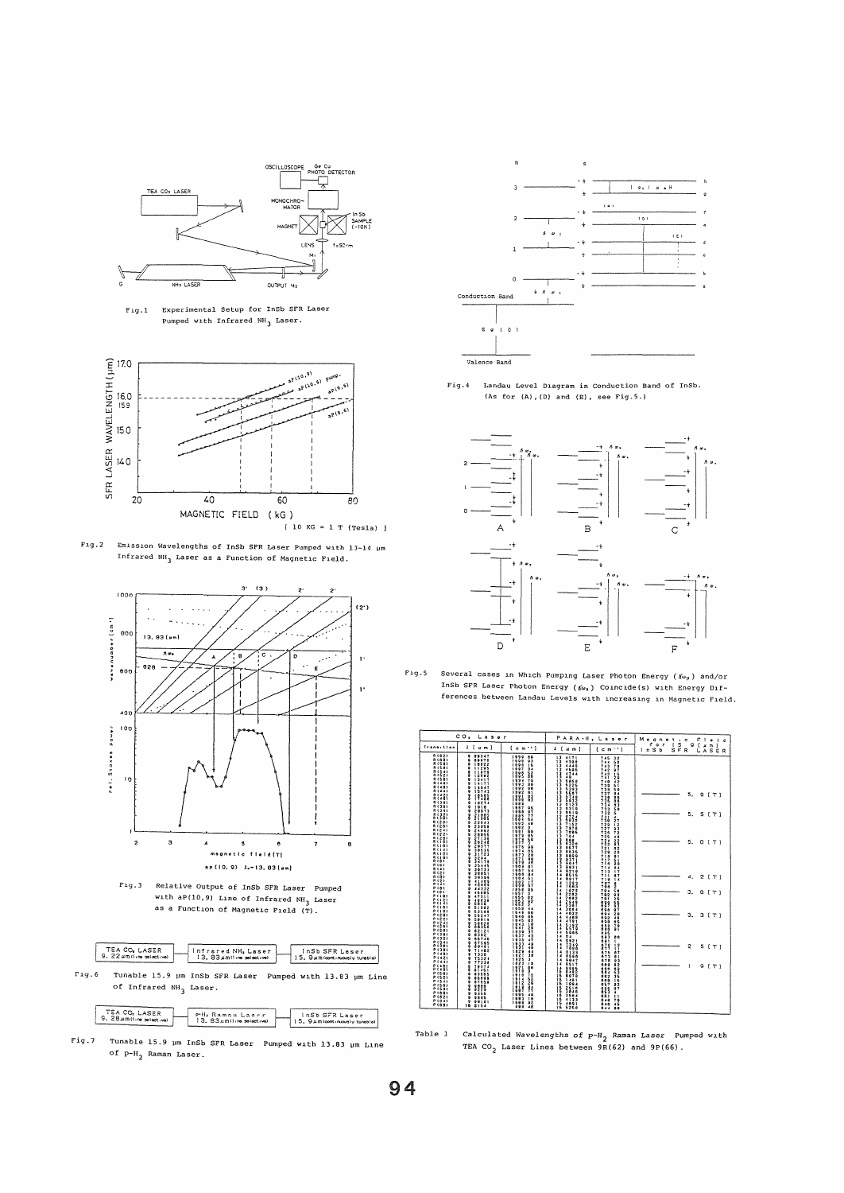OSCILLOSCOPE

Ge Cu PHOTO DETECTOR

TEA $CO_2$ LASER

MONOCHRO-MATOR

MAGNET

InSb SAMPLE (~10K)

LENS f=50cm

$M_1$

G

$NH_3$ LASER

OUTPUT $M_2$

Fig.1 Experimental Setup for InSb SFR Laser Pumped with Infrared $NH_3$ Laser.

SFR LASER WAVELENGTH (μm)

17.0

16.0

15.9

15.0

14.0

aP(10,9) pump

aP(10,6)

aP(9,6)

aP(8,6)

20

40

60

80

MAGNETIC FIELD ( kG )

[ 10 KG = 1 T (Tesla) ]

Fig.2 Emission Wavelengths of InSb SFR Laser Pumped with 13-14 μm Infrared $NH_3$ Laser as a Function of Magnetic Field.

wavenumber [cm⁻¹]

1000

800

600

400

13.83 [μm]

$\hbar\omega_p$

628

A

B

C

D

E

(2')

1'

1'

3' (3)

2'

2'

rel. Stokes power

100

10

1

2 3 4 5 6 7 8

magnetic field [T]

aP(10,9) λ=13.83 [μm]

Fig.3 Relative Output of InSb SFR Laser Pumped with aP(10,9) Line of Infrared $NH_3$ Laser as a Function of Magnetic Field (T).

TEA $CO_2$ LASER 9.22 μm (line selective) — Infrared $NH_3$ Laser 13.83 μm (line selective) — InSb SFR Laser 15.9 μm (continuously tunable)

Fig.6 Tunable 15.9 μm InSb SFR Laser Pumped with 13.83 μm Line of Infrared $NH_3$ Laser.

TEA $CO_2$ LASER 9.28 μm (line selective) — p-$H_2$ Raman Laser 13.83 μm (line selective) — InSb SFR Laser 15.9 μm (continuously tunable)

Fig.7 Tunable 15.9 μm InSb SFR Laser Pumped with 13.83 μm Line of p-$H_2$ Raman Laser.

n

s

3

2

1

0

h

g

f

e

d

c

b

a

Conduction Band

Valence Band

$E_g(0)$

$\hbar\omega_c$

$\frac{1}{2}\hbar\omega_c$

(A)

(D)

(E)

Fig.4 Landau Level Diagram in Conduction Band of InSb. (As for (A), (D) and (E), see Fig.5.)

A

B

C

D

E

F

$\hbar\omega_p$

$\hbar\omega_s$

Fig.5 Several cases in Which Pumping Laser Photon Energy ($\hbar\omega_p$) and/or InSb SFR Laser Photon Energy ($\hbar\omega_s$) Coincide(s) with Energy Differences between Landau Levels with increasing in Magnetic Field.

| $CO_2$ Laser | | | PARA-$H_2$ Laser | | Magnetic Field for 15.9 (μm) InSb SFR LASER |
|---|---|---|---|---|---|
| Transition | λ (μm) | (cm⁻¹) | λ (μm) | (cm⁻¹) | |
| | | | | | 5.9 (T) |
| | | | | | 5.5 (T) |
| | | | | | 5.0 (T) |
| | | | | | 4.2 (T) |
| | | | | | 3.8 (T) |
| | | | | | 3.3 (T) |
| | | | | | 2.5 (T) |
| | | | | | 1.9 (T) |

Table 1 Calculated Wavelengths of p-$H_2$ Raman Laser Pumped with TEA $CO_2$ Laser Lines between 9R(62) and 9P(66).